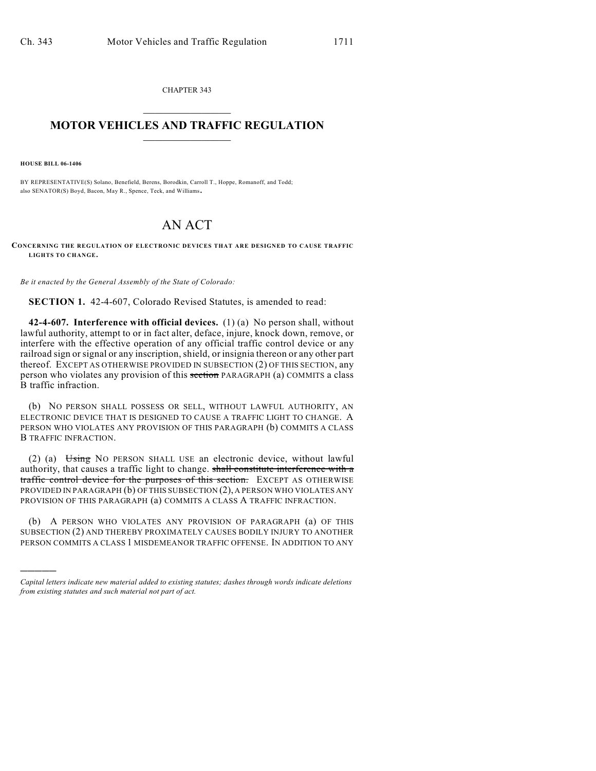CHAPTER 343

# MOTOR VEHICLES AND TRAFFIC REGULATION

**HOUSE BILL 06-1406**

BY REPRESENTATIVE(S) Solano, Benefield, Berens, Borodkin, Carroll T., Hoppe, Romanoff, and Todd; also SENATOR(S) Boyd, Bacon, May R., Spence, Teck, and Williams.

# AN ACT

**CONCERNING THE REGULATION OF ELECTRONIC DEVICES THAT ARE DESIGNED TO CAUSE TRAFFIC LIGHTS TO CHANGE.**

*Be it enacted by the General Assembly of the State of Colorado:*

**SECTION 1.** 42-4-607, Colorado Revised Statutes, is amended to read:

**42-4-607. Interference with official devices.** (1) (a) No person shall, without lawful authority, attempt to or in fact alter, deface, injure, knock down, remove, or interfere with the effective operation of any official traffic control device or any railroad sign or signal or any inscription, shield, or insignia thereon or any other part thereof. EXCEPT AS OTHERWISE PROVIDED IN SUBSECTION (2) OF THIS SECTION, any person who violates any provision of this ~~section~~ PARAGRAPH (a) COMMITS a class B traffic infraction.

(b) NO PERSON SHALL POSSESS OR SELL, WITHOUT LAWFUL AUTHORITY, AN ELECTRONIC DEVICE THAT IS DESIGNED TO CAUSE A TRAFFIC LIGHT TO CHANGE. A PERSON WHO VIOLATES ANY PROVISION OF THIS PARAGRAPH (b) COMMITS A CLASS B TRAFFIC INFRACTION.

(2) (a) ~~Using~~ NO PERSON SHALL USE an electronic device, without lawful authority, that causes a traffic light to change. ~~shall constitute interference with a traffic control device for the purposes of this section.~~ EXCEPT AS OTHERWISE PROVIDED IN PARAGRAPH (b) OF THIS SUBSECTION (2), A PERSON WHO VIOLATES ANY PROVISION OF THIS PARAGRAPH (a) COMMITS A CLASS A TRAFFIC INFRACTION.

(b) A PERSON WHO VIOLATES ANY PROVISION OF PARAGRAPH (a) OF THIS SUBSECTION (2) AND THEREBY PROXIMATELY CAUSES BODILY INJURY TO ANOTHER PERSON COMMITS A CLASS 1 MISDEMEANOR TRAFFIC OFFENSE. IN ADDITION TO ANY

---

*Capital letters indicate new material added to existing statutes; dashes through words indicate deletions from existing statutes and such material not part of act.*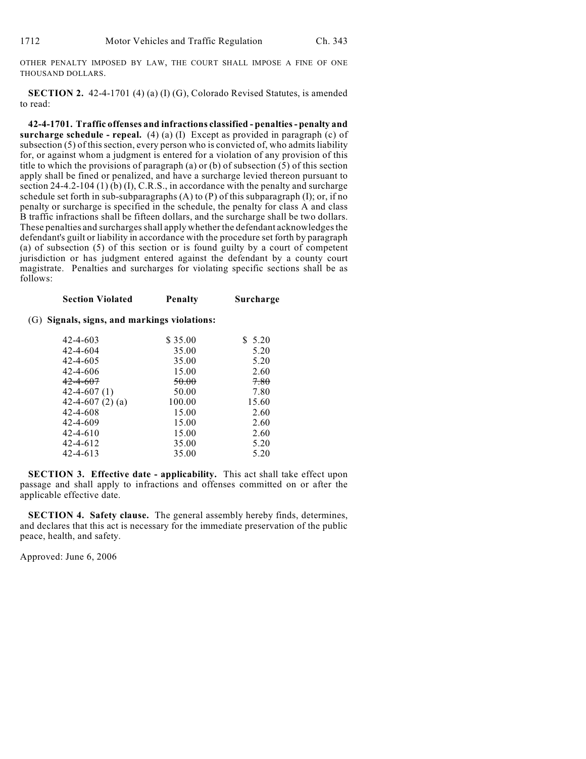OTHER PENALTY IMPOSED BY LAW, THE COURT SHALL IMPOSE A FINE OF ONE THOUSAND DOLLARS.

**SECTION 2.** 42-4-1701 (4) (a) (I) (G), Colorado Revised Statutes, is amended to read:

**42-4-1701. Traffic offenses and infractions classified - penalties - penalty and surcharge schedule - repeal.** (4) (a) (I) Except as provided in paragraph (c) of subsection (5) of this section, every person who is convicted of, who admits liability for, or against whom a judgment is entered for a violation of any provision of this title to which the provisions of paragraph (a) or (b) of subsection (5) of this section apply shall be fined or penalized, and have a surcharge levied thereon pursuant to section 24-4.2-104 (1) (b) (I), C.R.S., in accordance with the penalty and surcharge schedule set forth in sub-subparagraphs (A) to (P) of this subparagraph (I); or, if no penalty or surcharge is specified in the schedule, the penalty for class A and class B traffic infractions shall be fifteen dollars, and the surcharge shall be two dollars. These penalties and surcharges shall apply whether the defendant acknowledges the defendant's guilt or liability in accordance with the procedure set forth by paragraph (a) of subsection (5) of this section or is found guilty by a court of competent jurisdiction or has judgment entered against the defendant by a county court magistrate. Penalties and surcharges for violating specific sections shall be as follows:

| **Section Violated** | **Penalty** | **Surcharge** |
|---|---|---|
| (G) **Signals, signs, and markings violations:** | | |
| 42-4-603 | $ 35.00 | $ 5.20 |
| 42-4-604 | 35.00 | 5.20 |
| 42-4-605 | 35.00 | 5.20 |
| 42-4-606 | 15.00 | 2.60 |
| ~~42-4-607~~ | ~~50.00~~ | ~~7.80~~ |
| 42-4-607 (1) | 50.00 | 7.80 |
| 42-4-607 (2) (a) | 100.00 | 15.60 |
| 42-4-608 | 15.00 | 2.60 |
| 42-4-609 | 15.00 | 2.60 |
| 42-4-610 | 15.00 | 2.60 |
| 42-4-612 | 35.00 | 5.20 |
| 42-4-613 | 35.00 | 5.20 |

**SECTION 3. Effective date - applicability.** This act shall take effect upon passage and shall apply to infractions and offenses committed on or after the applicable effective date.

**SECTION 4. Safety clause.** The general assembly hereby finds, determines, and declares that this act is necessary for the immediate preservation of the public peace, health, and safety.

Approved: June 6, 2006